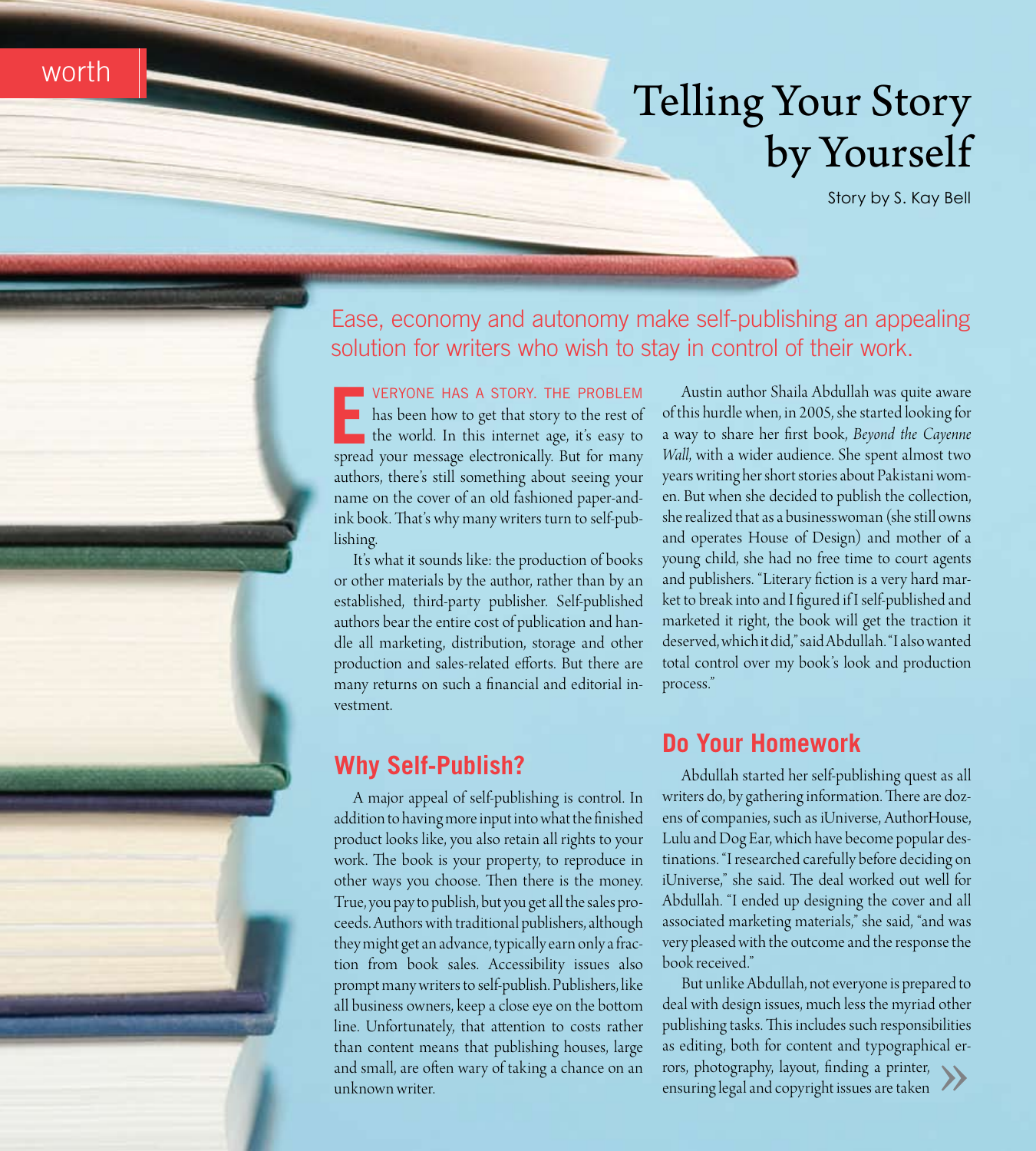worth

# Telling Your Story by Yourself

Story by S. Kay Bell

Ease, economy and autonomy make self-publishing an appealing solution for writers who wish to stay in control of their work.

EVERYONE HAS A STORY. THE PROBLEM has been how to get that story to the rest of the world. In this internet age, it's easy to spread your message electronically. But for many authors, there's still something about seeing your name on the cover of an old fashioned paper-and-ink book. That's why many writers turn to self-publishing.

It's what it sounds like: the production of books or other materials by the author, rather than by an established, third-party publisher. Self-published authors bear the entire cost of publication and handle all marketing, distribution, storage and other production and sales-related efforts. But there are many returns on such a financial and editorial investment.

## Why Self-Publish?

A major appeal of self-publishing is control. In addition to having more input into what the finished product looks like, you also retain all rights to your work. The book is your property, to reproduce in other ways you choose. Then there is the money. True, you pay to publish, but you get all the sales proceeds. Authors with traditional publishers, although they might get an advance, typically earn only a fraction from book sales. Accessibility issues also prompt many writers to self-publish. Publishers, like all business owners, keep a close eye on the bottom line. Unfortunately, that attention to costs rather than content means that publishing houses, large and small, are often wary of taking a chance on an unknown writer.

Austin author Shaila Abdullah was quite aware of this hurdle when, in 2005, she started looking for a way to share her first book, *Beyond the Cayenne Wall*, with a wider audience. She spent almost two years writing her short stories about Pakistani women. But when she decided to publish the collection, she realized that as a businesswoman (she still owns and operates House of Design) and mother of a young child, she had no free time to court agents and publishers. "Literary fiction is a very hard market to break into and I figured if I self-published and marketed it right, the book will get the traction it deserved, which it did," said Abdullah. "I also wanted total control over my book's look and production process."

## Do Your Homework

Abdullah started her self-publishing quest as all writers do, by gathering information. There are dozens of companies, such as iUniverse, AuthorHouse, Lulu and Dog Ear, which have become popular destinations. "I researched carefully before deciding on iUniverse," she said. The deal worked out well for Abdullah. "I ended up designing the cover and all associated marketing materials," she said, "and was very pleased with the outcome and the response the book received."

But unlike Abdullah, not everyone is prepared to deal with design issues, much less the myriad other publishing tasks. This includes such responsibilities as editing, both for content and typographical errors, photography, layout, finding a printer, ensuring legal and copyright issues are taken »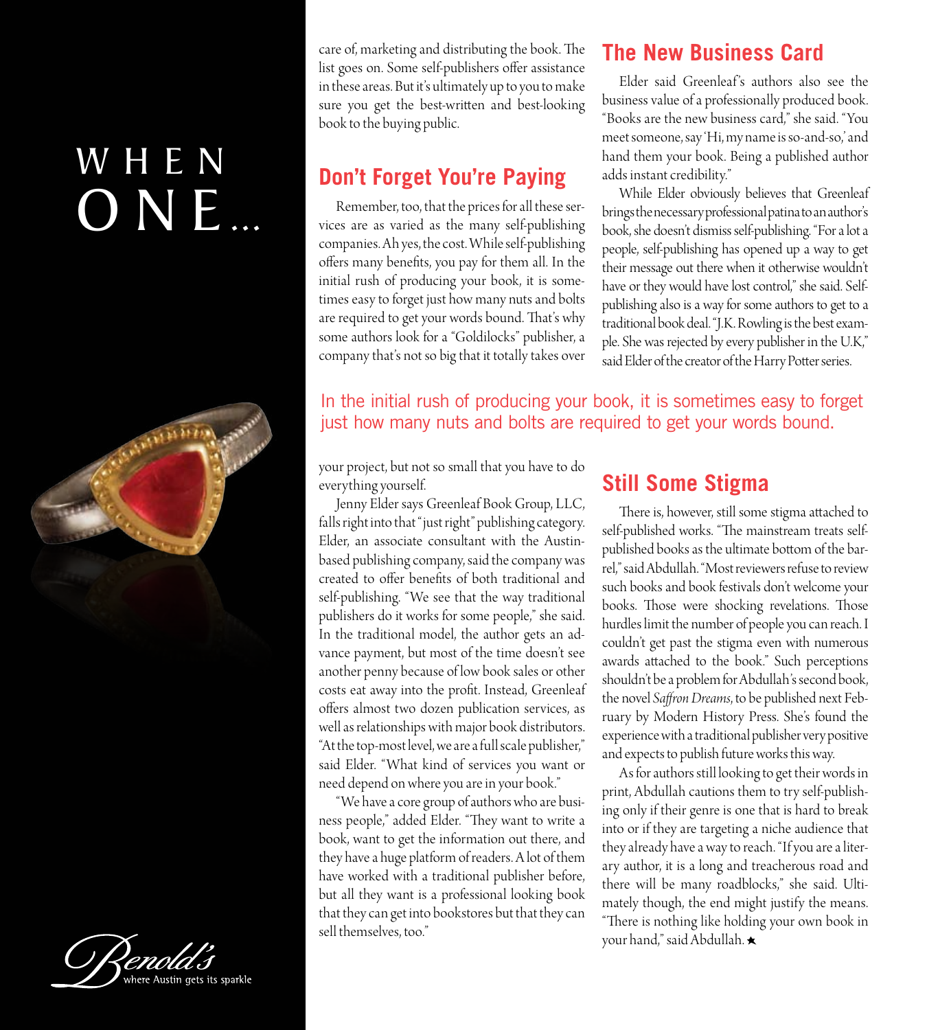care of, marketing and distributing the book. The list goes on. Some self-publishers offer assistance in these areas. But it's ultimately up to you to make sure you get the best-written and best-looking book to the buying public.

## Don't Forget You're Paying

Remember, too, that the prices for all these services are as varied as the many self-publishing companies. Ah yes, the cost. While self-publishing offers many benefits, you pay for them all. In the initial rush of producing your book, it is sometimes easy to forget just how many nuts and bolts are required to get your words bound. That's why some authors look for a "Goldilocks" publisher, a company that's not so big that it totally takes over your project, but not so small that you have to do everything yourself.

Jenny Elder says Greenleaf Book Group, LLC, falls right into that "just right" publishing category. Elder, an associate consultant with the Austin-based publishing company, said the company was created to offer benefits of both traditional and self-publishing. "We see that the way traditional publishers do it works for some people," she said. In the traditional model, the author gets an advance payment, but most of the time doesn't see another penny because of low book sales or other costs eat away into the profit. Instead, Greenleaf offers almost two dozen publication services, as well as relationships with major book distributors. "At the top-most level, we are a full scale publisher," said Elder. "What kind of services you want or need depend on where you are in your book."

"We have a core group of authors who are business people," added Elder. "They want to write a book, want to get the information out there, and they have a huge platform of readers. A lot of them have worked with a traditional publisher before, but all they want is a professional looking book that they can get into bookstores but that they can sell themselves, too."

## The New Business Card

Elder said Greenleaf's authors also see the business value of a professionally produced book. "Books are the new business card," she said. "You meet someone, say 'Hi, my name is so-and-so,' and hand them your book. Being a published author adds instant credibility."

While Elder obviously believes that Greenleaf brings the necessary professional patina to an author's book, she doesn't dismiss self-publishing. "For a lot a people, self-publishing has opened up a way to get their message out there when it otherwise wouldn't have or they would have lost control," she said. Self-publishing also is a way for some authors to get to a traditional book deal. "J.K. Rowling is the best example. She was rejected by every publisher in the U.K," said Elder of the creator of the Harry Potter series.

In the initial rush of producing your book, it is sometimes easy to forget just how many nuts and bolts are required to get your words bound.

## Still Some Stigma

There is, however, still some stigma attached to self-published works. "The mainstream treats self-published books as the ultimate bottom of the barrel," said Abdullah. "Most reviewers refuse to review such books and book festivals don't welcome your books. Those were shocking revelations. Those hurdles limit the number of people you can reach. I couldn't get past the stigma even with numerous awards attached to the book." Such perceptions shouldn't be a problem for Abdullah's second book, the novel *Saffron Dreams*, to be published next February by Modern History Press. She's found the experience with a traditional publisher very positive and expects to publish future works this way.

As for authors still looking to get their words in print, Abdullah cautions them to try self-publishing only if their genre is one that is hard to break into or if they are targeting a niche audience that they already have a way to reach. "If you are a literary author, it is a long and treacherous road and there will be many roadblocks," she said. Ultimately though, the end might justify the means. "There is nothing like holding your own book in your hand," said Abdullah. ★

WHEN ONE...

Benold's
where Austin gets its sparkle